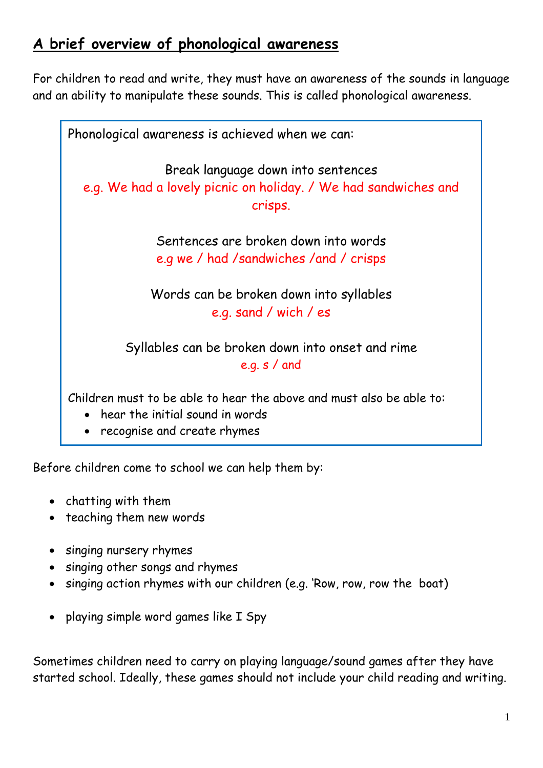# A brief overview of phonological awareness

For children to read and write, they must have an awareness of the sounds in language and an ability to manipulate these sounds. This is called phonological awareness.

Phonological awareness is achieved when we can:

Break language down into sentences
e.g. We had a lovely picnic on holiday. / We had sandwiches and crisps.

Sentences are broken down into words
e.g we / had /sandwiches /and / crisps

Words can be broken down into syllables
e.g. sand / wich / es

Syllables can be broken down into onset and rime
e.g. s / and

Children must to be able to hear the above and must also be able to:

- hear the initial sound in words
- recognise and create rhymes

Before children come to school we can help them by:

- chatting with them
- teaching them new words

- singing nursery rhymes
- singing other songs and rhymes
- singing action rhymes with our children (e.g. 'Row, row, row the boat)

- playing simple word games like I Spy

Sometimes children need to carry on playing language/sound games after they have started school. Ideally, these games should not include your child reading and writing.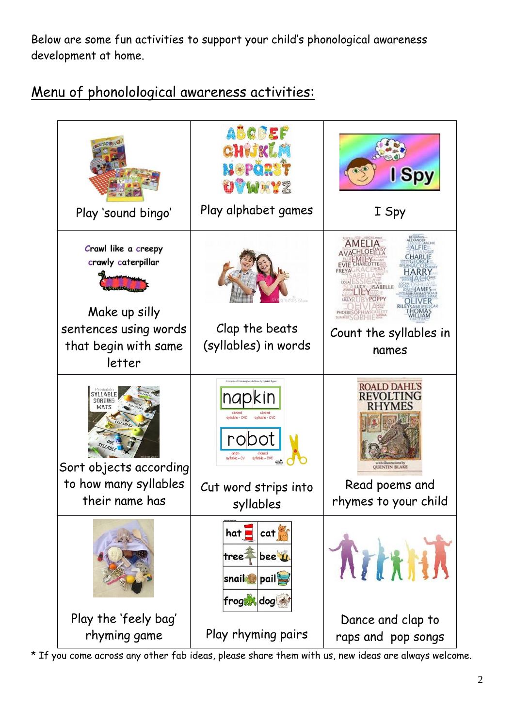Below are some fun activities to support your child's phonological awareness development at home.

## Menu of phonolological awareness activities:

| | | |
|---|---|---|
| Play 'sound bingo' | Play alphabet games | I Spy |
| Crawl like a creepy crawly caterpillar<br><br>Make up silly sentences using words that begin with same letter | Clap the beats (syllables) in words | Count the syllables in names |
| Sort objects according to how many syllables their name has | Cut word strips into syllables | Read poems and rhymes to your child |
| Play the 'feely bag' rhyming game | Play rhyming pairs | Dance and clap to raps and pop songs |

* If you come across any other fab ideas, please share them with us, new ideas are always welcome.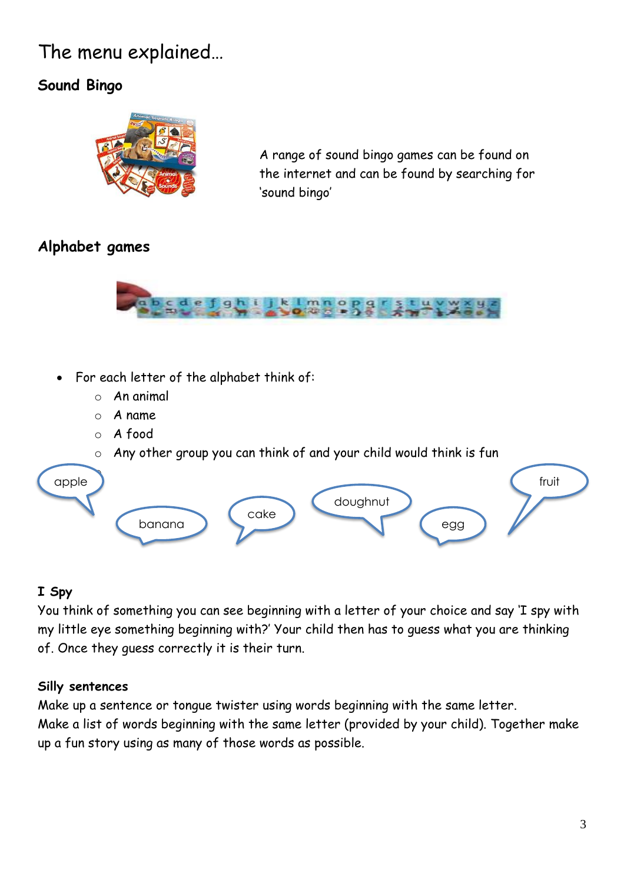# The menu explained…

## Sound Bingo

A range of sound bingo games can be found on the internet and can be found by searching for 'sound bingo'

## Alphabet games

- For each letter of the alphabet think of:
  - An animal
  - A name
  - A food
  - Any other group you can think of and your child would think is fun

apple

banana

cake

doughnut

egg

fruit

### I Spy

You think of something you can see beginning with a letter of your choice and say 'I spy with my little eye something beginning with?' Your child then has to guess what you are thinking of. Once they guess correctly it is their turn.

### Silly sentences

Make up a sentence or tongue twister using words beginning with the same letter.
Make a list of words beginning with the same letter (provided by your child). Together make up a fun story using as many of those words as possible.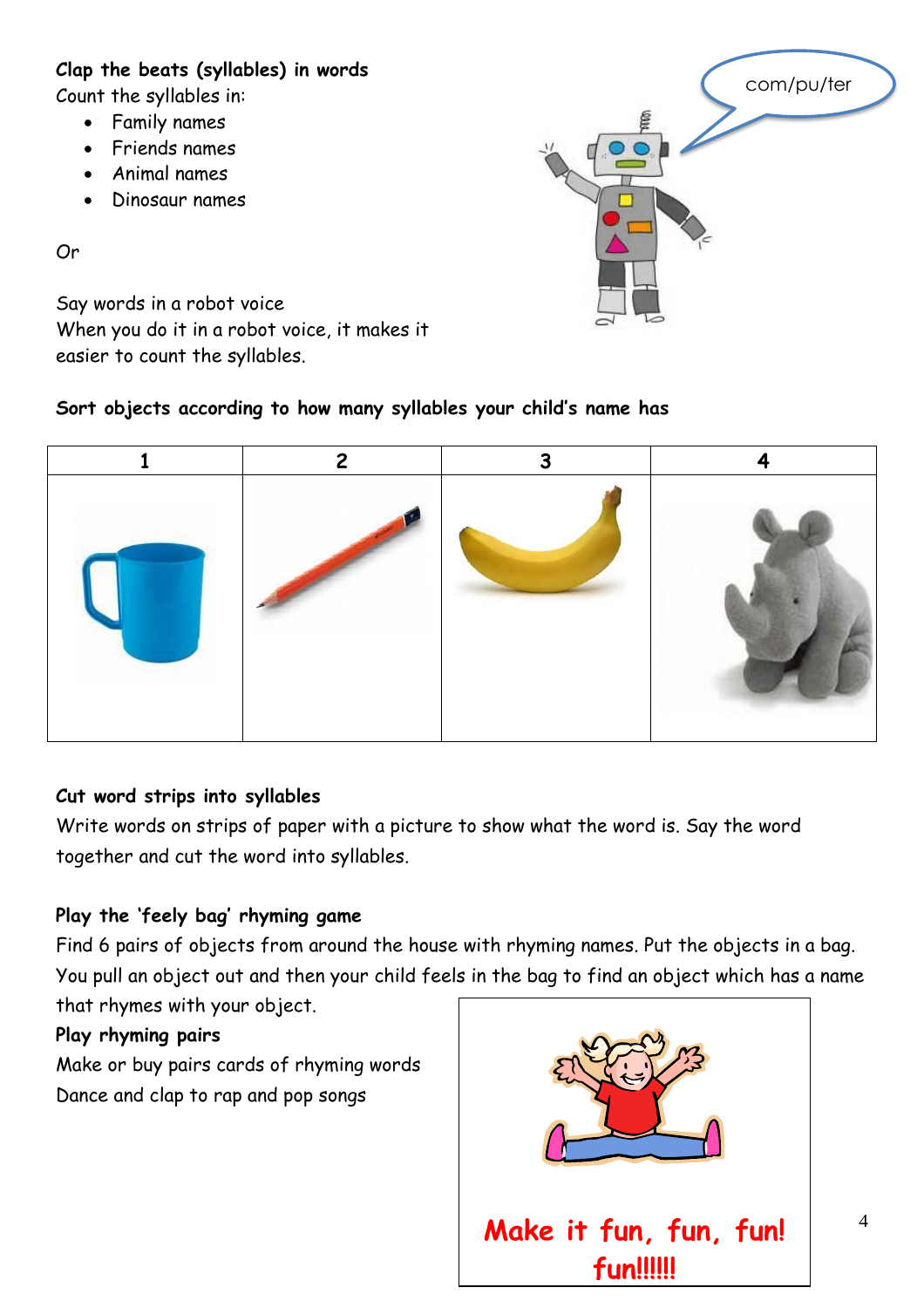**Clap the beats (syllables) in words**

Count the syllables in:

- Family names
- Friends names
- Animal names
- Dinosaur names

Or

Say words in a robot voice
When you do it in a robot voice, it makes it easier to count the syllables.

com/pu/ter

**Sort objects according to how many syllables your child's name has**

| 1 | 2 | 3 | 4 |
|---|---|---|---|
| | | | |

**Cut word strips into syllables**

Write words on strips of paper with a picture to show what the word is. Say the word together and cut the word into syllables.

**Play the 'feely bag' rhyming game**

Find 6 pairs of objects from around the house with rhyming names. Put the objects in a bag. You pull an object out and then your child feels in the bag to find an object which has a name that rhymes with your object.

**Play rhyming pairs**

Make or buy pairs cards of rhyming words

Dance and clap to rap and pop songs

**Make it fun, fun, fun! fun!!!!!!**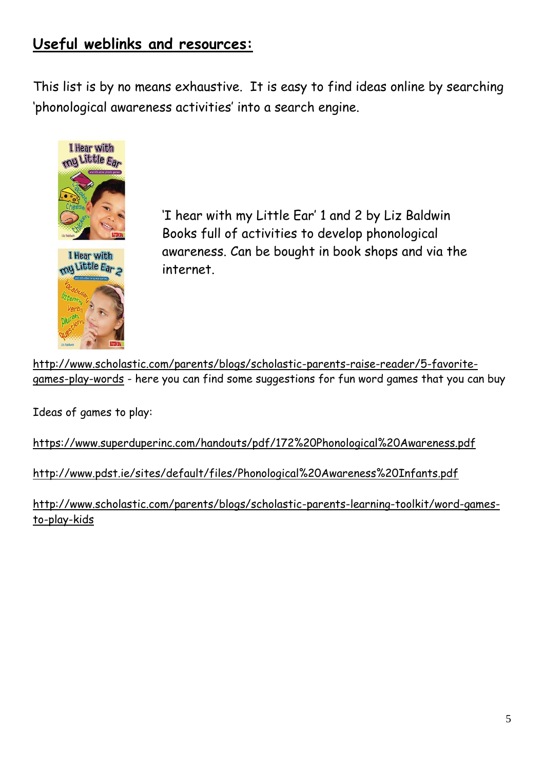## **Useful weblinks and resources:**

This list is by no means exhaustive. It is easy to find ideas online by searching 'phonological awareness activities' into a search engine.

'I hear with my Little Ear' 1 and 2 by Liz Baldwin
Books full of activities to develop phonological awareness. Can be bought in book shops and via the internet.

http://www.scholastic.com/parents/blogs/scholastic-parents-raise-reader/5-favorite-games-play-words - here you can find some suggestions for fun word games that you can buy

Ideas of games to play:

https://www.superduperinc.com/handouts/pdf/172%20Phonological%20Awareness.pdf

http://www.pdst.ie/sites/default/files/Phonological%20Awareness%20Infants.pdf

http://www.scholastic.com/parents/blogs/scholastic-parents-learning-toolkit/word-games-to-play-kids